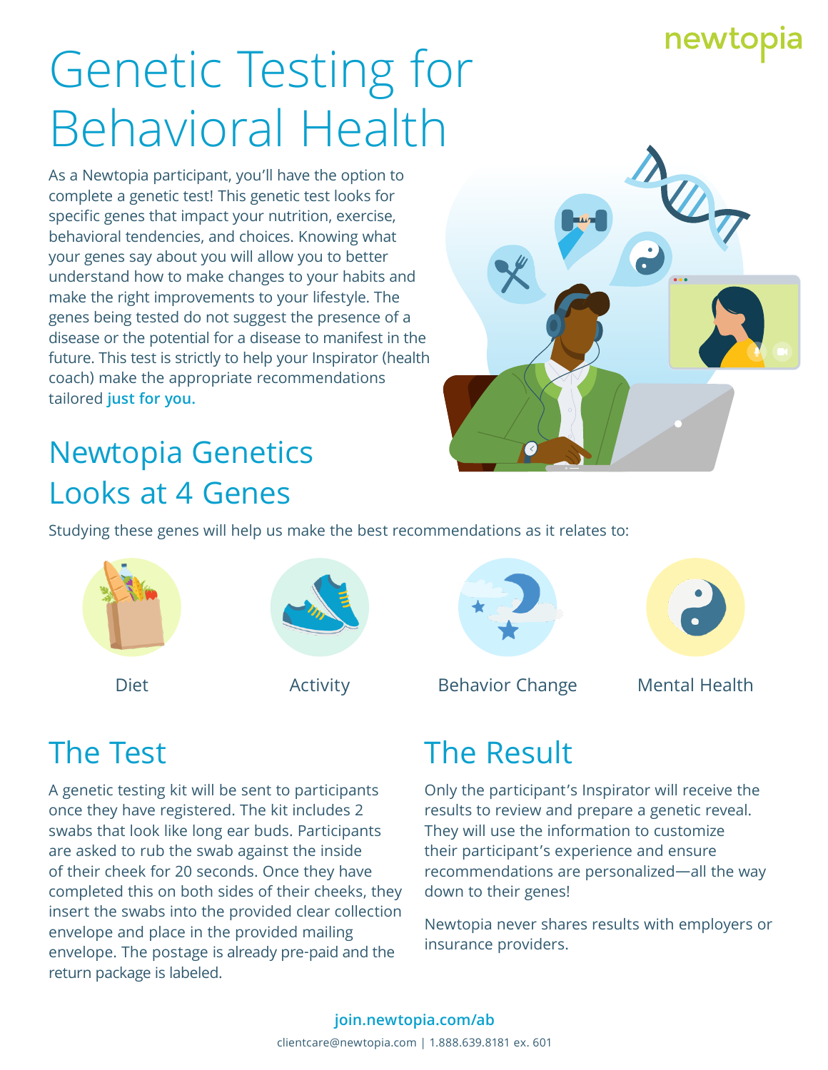newtopia

# Genetic Testing for Behavioral Health

As a Newtopia participant, you'll have the option to complete a genetic test! This genetic test looks for specific genes that impact your nutrition, exercise, behavioral tendencies, and choices. Knowing what your genes say about you will allow you to better understand how to make changes to your habits and make the right improvements to your lifestyle. The genes being tested do not suggest the presence of a disease or the potential for a disease to manifest in the future. This test is strictly to help your Inspirator (health coach) make the appropriate recommendations tailored **just for you.**

## Newtopia Genetics Looks at 4 Genes

Studying these genes will help us make the best recommendations as it relates to:

- Diet
- Activity
- Behavior Change
- Mental Health

## The Test

A genetic testing kit will be sent to participants once they have registered. The kit includes 2 swabs that look like long ear buds. Participants are asked to rub the swab against the inside of their cheek for 20 seconds. Once they have completed this on both sides of their cheeks, they insert the swabs into the provided clear collection envelope and place in the provided mailing envelope. The postage is already pre-paid and the return package is labeled.

## The Result

Only the participant's Inspirator will receive the results to review and prepare a genetic reveal. They will use the information to customize their participant's experience and ensure recommendations are personalized—all the way down to their genes!

Newtopia never shares results with employers or insurance providers.

**join.newtopia.com/ab**

clientcare@newtopia.com | 1.888.639.8181 ex. 601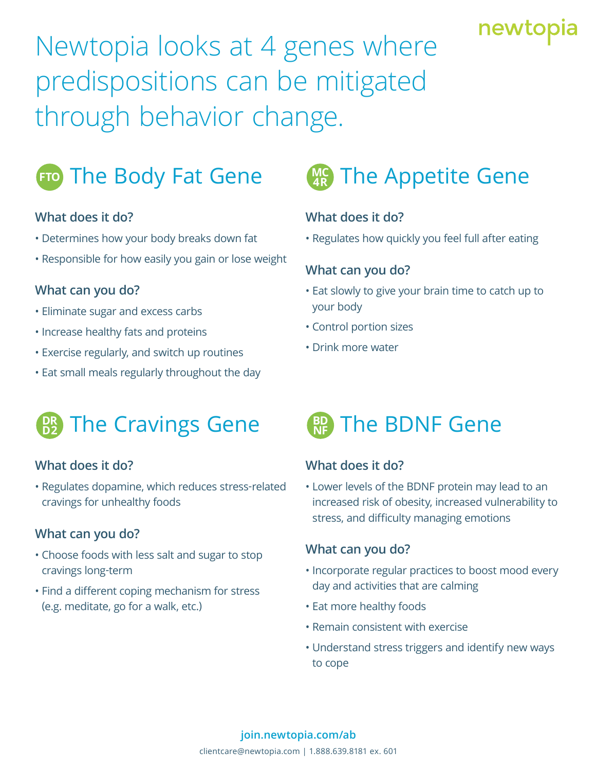newtopia

# Newtopia looks at 4 genes where predispositions can be mitigated through behavior change.

## FTO The Body Fat Gene

### What does it do?

- Determines how your body breaks down fat
- Responsible for how easily you gain or lose weight

### What can you do?

- Eliminate sugar and excess carbs
- Increase healthy fats and proteins
- Exercise regularly, and switch up routines
- Eat small meals regularly throughout the day

## MC4R The Appetite Gene

### What does it do?

- Regulates how quickly you feel full after eating

### What can you do?

- Eat slowly to give your brain time to catch up to your body
- Control portion sizes
- Drink more water

## DRD2 The Cravings Gene

### What does it do?

- Regulates dopamine, which reduces stress-related cravings for unhealthy foods

### What can you do?

- Choose foods with less salt and sugar to stop cravings long-term
- Find a different coping mechanism for stress (e.g. meditate, go for a walk, etc.)

## BDNF The BDNF Gene

### What does it do?

- Lower levels of the BDNF protein may lead to an increased risk of obesity, increased vulnerability to stress, and difficulty managing emotions

### What can you do?

- Incorporate regular practices to boost mood every day and activities that are calming
- Eat more healthy foods
- Remain consistent with exercise
- Understand stress triggers and identify new ways to cope

**join.newtopia.com/ab**

clientcare@newtopia.com | 1.888.639.8181 ex. 601